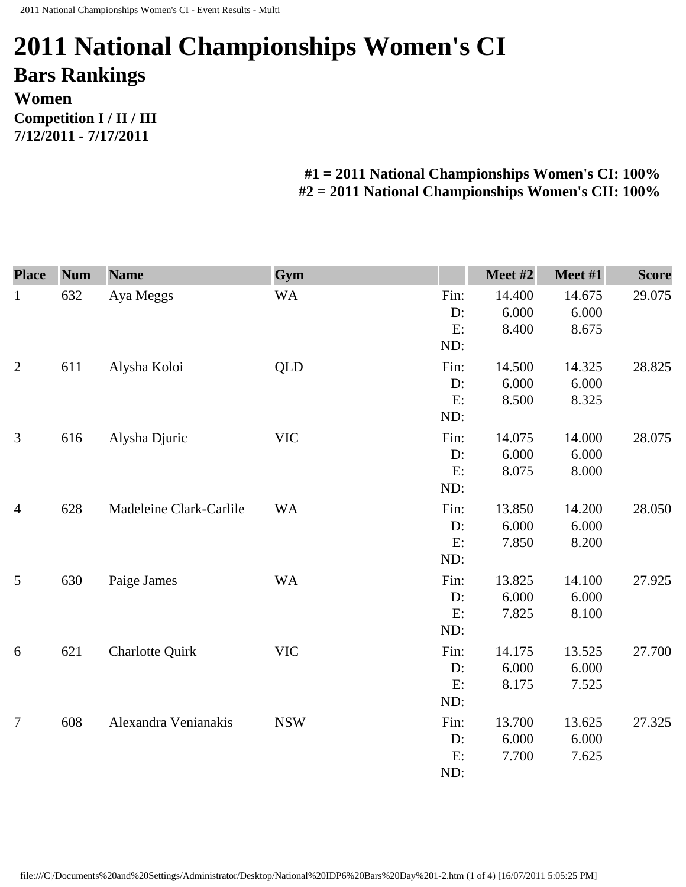# 2011 National Championships Women's CI

## Bars Rankings

### Women

**Competition I / II / III**
**7/12/2011 - 7/17/2011**

**#1 = 2011 National Championships Women's CI: 100%**
**#2 = 2011 National Championships Women's CII: 100%**

| Place | Num | Name | Gym | | Meet #2 | Meet #1 | Score |
|---|---|---|---|---|---|---|---|
| 1 | 632 | Aya Meggs | WA | Fin: | 14.400 | 14.675 | 29.075 |
| | | | | D: | 6.000 | 6.000 | |
| | | | | E: | 8.400 | 8.675 | |
| | | | | ND: | | | |
| 2 | 611 | Alysha Koloi | QLD | Fin: | 14.500 | 14.325 | 28.825 |
| | | | | D: | 6.000 | 6.000 | |
| | | | | E: | 8.500 | 8.325 | |
| | | | | ND: | | | |
| 3 | 616 | Alysha Djuric | VIC | Fin: | 14.075 | 14.000 | 28.075 |
| | | | | D: | 6.000 | 6.000 | |
| | | | | E: | 8.075 | 8.000 | |
| | | | | ND: | | | |
| 4 | 628 | Madeleine Clark-Carlile | WA | Fin: | 13.850 | 14.200 | 28.050 |
| | | | | D: | 6.000 | 6.000 | |
| | | | | E: | 7.850 | 8.200 | |
| | | | | ND: | | | |
| 5 | 630 | Paige James | WA | Fin: | 13.825 | 14.100 | 27.925 |
| | | | | D: | 6.000 | 6.000 | |
| | | | | E: | 7.825 | 8.100 | |
| | | | | ND: | | | |
| 6 | 621 | Charlotte Quirk | VIC | Fin: | 14.175 | 13.525 | 27.700 |
| | | | | D: | 6.000 | 6.000 | |
| | | | | E: | 8.175 | 7.525 | |
| | | | | ND: | | | |
| 7 | 608 | Alexandra Venianakis | NSW | Fin: | 13.700 | 13.625 | 27.325 |
| | | | | D: | 6.000 | 6.000 | |
| | | | | E: | 7.700 | 7.625 | |
| | | | | ND: | | | |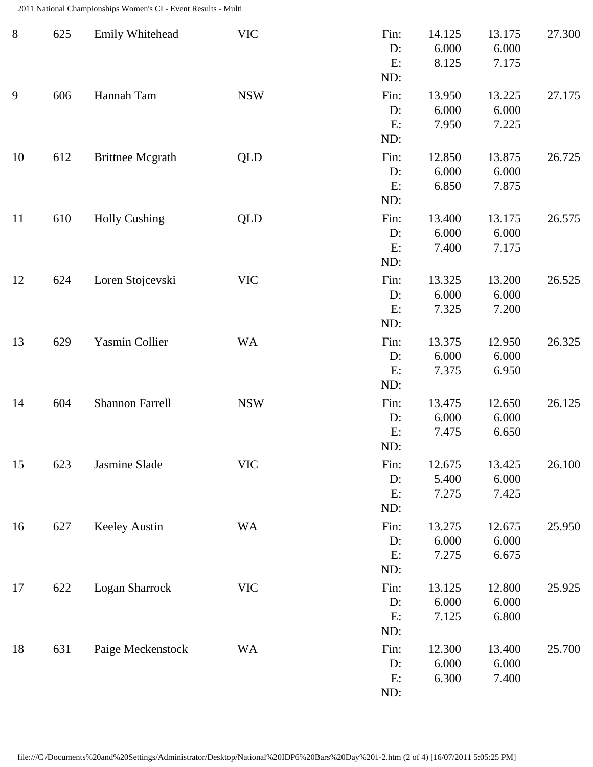| Rank | No. | Name | State | | Score 1 | Score 2 | Total |
|---|---|---|---|---|---|---|---|
| 8 | 625 | Emily Whitehead | VIC | Fin: | 14.125 | 13.175 | 27.300 |
| | | | | D: | 6.000 | 6.000 | |
| | | | | E: | 8.125 | 7.175 | |
| | | | | ND: | | | |
| 9 | 606 | Hannah Tam | NSW | Fin: | 13.950 | 13.225 | 27.175 |
| | | | | D: | 6.000 | 6.000 | |
| | | | | E: | 7.950 | 7.225 | |
| | | | | ND: | | | |
| 10 | 612 | Brittnee Mcgrath | QLD | Fin: | 12.850 | 13.875 | 26.725 |
| | | | | D: | 6.000 | 6.000 | |
| | | | | E: | 6.850 | 7.875 | |
| | | | | ND: | | | |
| 11 | 610 | Holly Cushing | QLD | Fin: | 13.400 | 13.175 | 26.575 |
| | | | | D: | 6.000 | 6.000 | |
| | | | | E: | 7.400 | 7.175 | |
| | | | | ND: | | | |
| 12 | 624 | Loren Stojcevski | VIC | Fin: | 13.325 | 13.200 | 26.525 |
| | | | | D: | 6.000 | 6.000 | |
| | | | | E: | 7.325 | 7.200 | |
| | | | | ND: | | | |
| 13 | 629 | Yasmin Collier | WA | Fin: | 13.375 | 12.950 | 26.325 |
| | | | | D: | 6.000 | 6.000 | |
| | | | | E: | 7.375 | 6.950 | |
| | | | | ND: | | | |
| 14 | 604 | Shannon Farrell | NSW | Fin: | 13.475 | 12.650 | 26.125 |
| | | | | D: | 6.000 | 6.000 | |
| | | | | E: | 7.475 | 6.650 | |
| | | | | ND: | | | |
| 15 | 623 | Jasmine Slade | VIC | Fin: | 12.675 | 13.425 | 26.100 |
| | | | | D: | 5.400 | 6.000 | |
| | | | | E: | 7.275 | 7.425 | |
| | | | | ND: | | | |
| 16 | 627 | Keeley Austin | WA | Fin: | 13.275 | 12.675 | 25.950 |
| | | | | D: | 6.000 | 6.000 | |
| | | | | E: | 7.275 | 6.675 | |
| | | | | ND: | | | |
| 17 | 622 | Logan Sharrock | VIC | Fin: | 13.125 | 12.800 | 25.925 |
| | | | | D: | 6.000 | 6.000 | |
| | | | | E: | 7.125 | 6.800 | |
| | | | | ND: | | | |
| 18 | 631 | Paige Meckenstock | WA | Fin: | 12.300 | 13.400 | 25.700 |
| | | | | D: | 6.000 | 6.000 | |
| | | | | E: | 6.300 | 7.400 | |
| | | | | ND: | | | |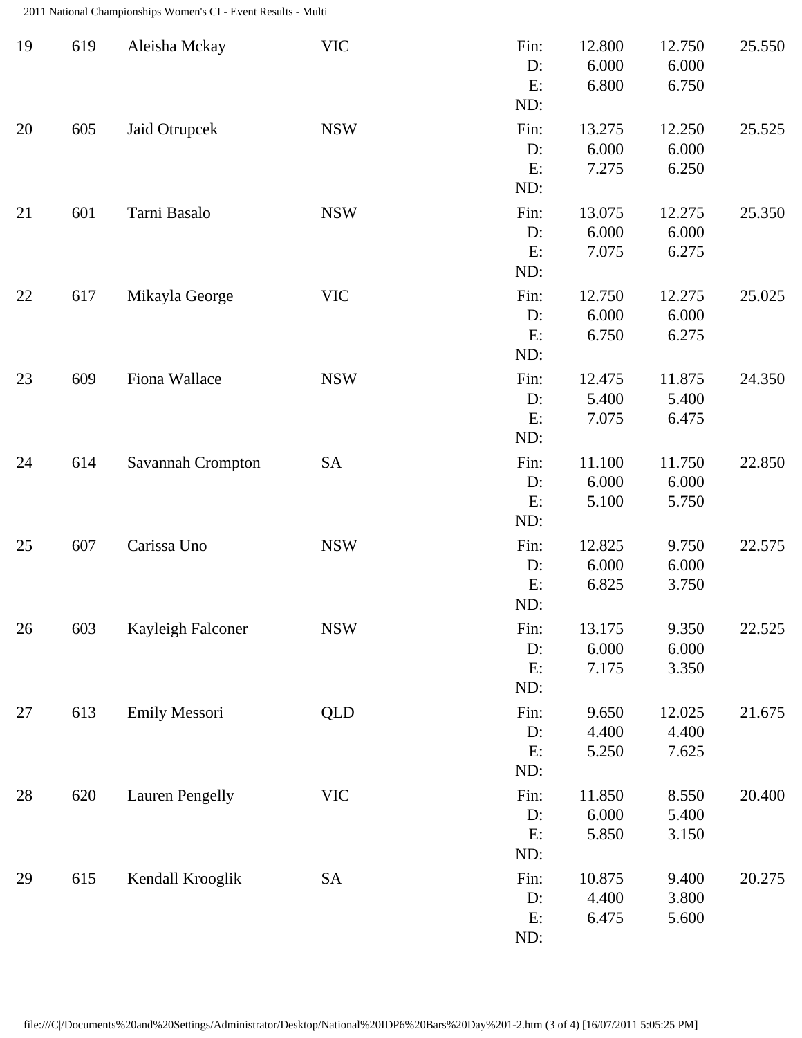| Rank | No. | Name | State | | Apparatus 1 | Apparatus 2 | Total |
|---|---|---|---|---|---|---|---|
| 19 | 619 | Aleisha Mckay | VIC | Fin: | 12.800 | 12.750 | 25.550 |
| | | | | D: | 6.000 | 6.000 | |
| | | | | E: | 6.800 | 6.750 | |
| | | | | ND: | | | |
| 20 | 605 | Jaid Otrupcek | NSW | Fin: | 13.275 | 12.250 | 25.525 |
| | | | | D: | 6.000 | 6.000 | |
| | | | | E: | 7.275 | 6.250 | |
| | | | | ND: | | | |
| 21 | 601 | Tarni Basalo | NSW | Fin: | 13.075 | 12.275 | 25.350 |
| | | | | D: | 6.000 | 6.000 | |
| | | | | E: | 7.075 | 6.275 | |
| | | | | ND: | | | |
| 22 | 617 | Mikayla George | VIC | Fin: | 12.750 | 12.275 | 25.025 |
| | | | | D: | 6.000 | 6.000 | |
| | | | | E: | 6.750 | 6.275 | |
| | | | | ND: | | | |
| 23 | 609 | Fiona Wallace | NSW | Fin: | 12.475 | 11.875 | 24.350 |
| | | | | D: | 5.400 | 5.400 | |
| | | | | E: | 7.075 | 6.475 | |
| | | | | ND: | | | |
| 24 | 614 | Savannah Crompton | SA | Fin: | 11.100 | 11.750 | 22.850 |
| | | | | D: | 6.000 | 6.000 | |
| | | | | E: | 5.100 | 5.750 | |
| | | | | ND: | | | |
| 25 | 607 | Carissa Uno | NSW | Fin: | 12.825 | 9.750 | 22.575 |
| | | | | D: | 6.000 | 6.000 | |
| | | | | E: | 6.825 | 3.750 | |
| | | | | ND: | | | |
| 26 | 603 | Kayleigh Falconer | NSW | Fin: | 13.175 | 9.350 | 22.525 |
| | | | | D: | 6.000 | 6.000 | |
| | | | | E: | 7.175 | 3.350 | |
| | | | | ND: | | | |
| 27 | 613 | Emily Messori | QLD | Fin: | 9.650 | 12.025 | 21.675 |
| | | | | D: | 4.400 | 4.400 | |
| | | | | E: | 5.250 | 7.625 | |
| | | | | ND: | | | |
| 28 | 620 | Lauren Pengelly | VIC | Fin: | 11.850 | 8.550 | 20.400 |
| | | | | D: | 6.000 | 5.400 | |
| | | | | E: | 5.850 | 3.150 | |
| | | | | ND: | | | |
| 29 | 615 | Kendall Krooglik | SA | Fin: | 10.875 | 9.400 | 20.275 |
| | | | | D: | 4.400 | 3.800 | |
| | | | | E: | 6.475 | 5.600 | |
| | | | | ND: | | | |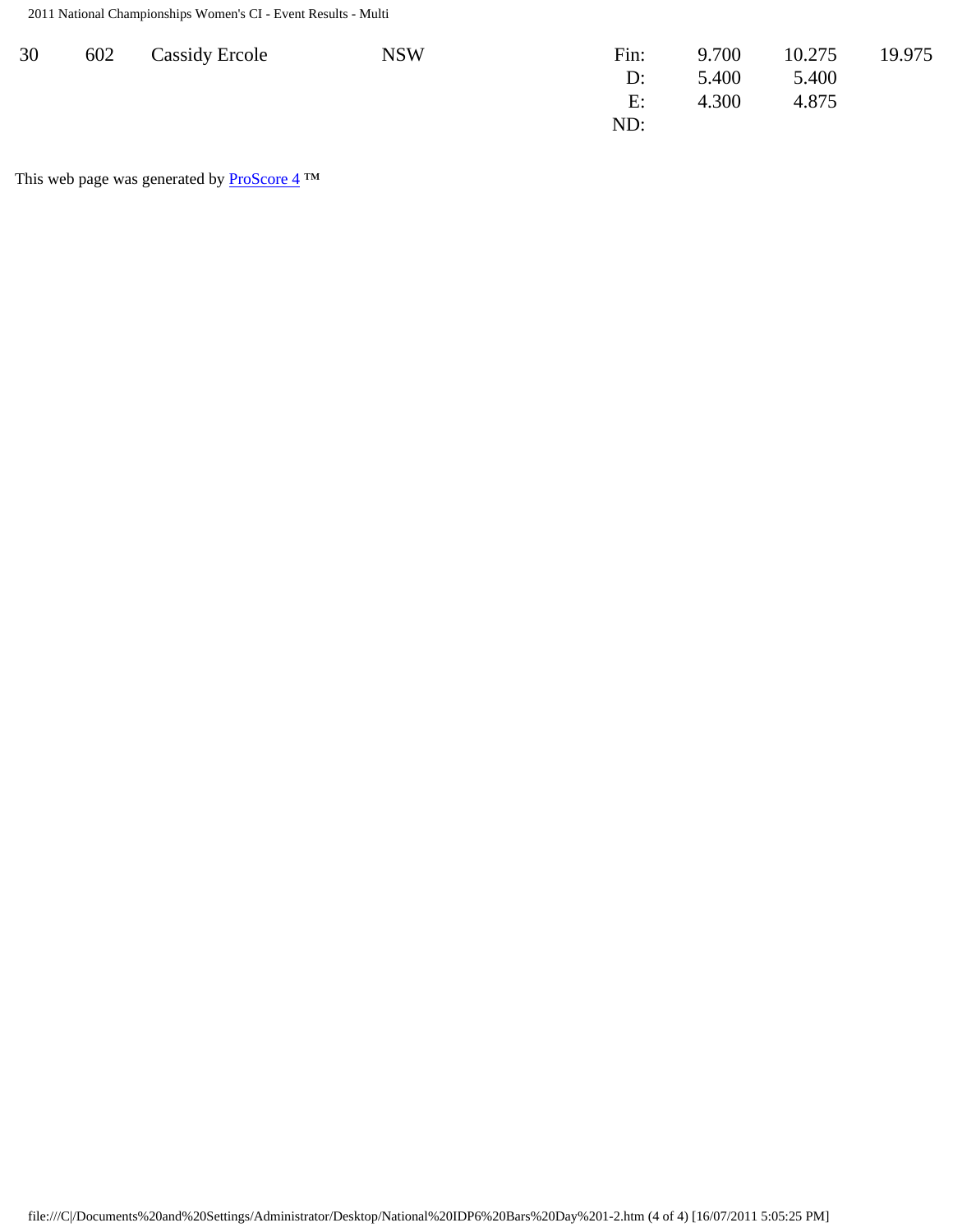| | | | | | | | |
|---|---|---|---|---|---|---|---|
| 30 | 602 | Cassidy Ercole | NSW | Fin: | 9.700 | 10.275 | 19.975 |
| | | | | D: | 5.400 | 5.400 | |
| | | | | E: | 4.300 | 4.875 | |
| | | | | ND: | | | |

This web page was generated by ProScore 4 ™